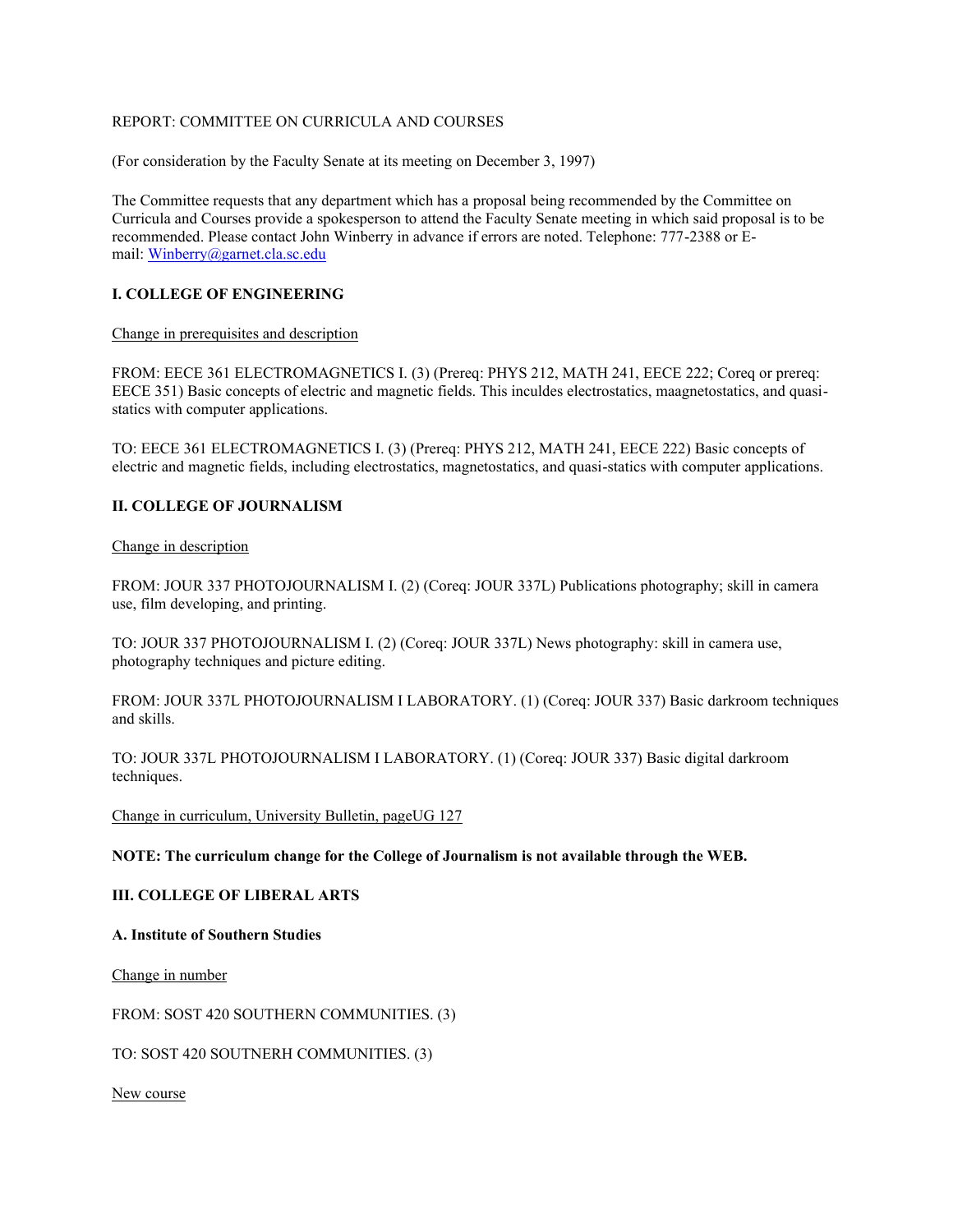REPORT: COMMITTEE ON CURRICULA AND COURSES

(For consideration by the Faculty Senate at its meeting on December 3, 1997)

The Committee requests that any department which has a proposal being recommended by the Committee on Curricula and Courses provide a spokesperson to attend the Faculty Senate meeting in which said proposal is to be recommended. Please contact John Winberry in advance if errors are noted. Telephone: 777-2388 or E-mail: Winberry@garnet.cla.sc.edu

**I. COLLEGE OF ENGINEERING**

Change in prerequisites and description

FROM: EECE 361 ELECTROMAGNETICS I. (3) (Prereq: PHYS 212, MATH 241, EECE 222; Coreq or prereq: EECE 351) Basic concepts of electric and magnetic fields. This inculdes electrostatics, maagnetostatics, and quasi-statics with computer applications.

TO: EECE 361 ELECTROMAGNETICS I. (3) (Prereq: PHYS 212, MATH 241, EECE 222) Basic concepts of electric and magnetic fields, including electrostatics, magnetostatics, and quasi-statics with computer applications.

**II. COLLEGE OF JOURNALISM**

Change in description

FROM: JOUR 337 PHOTOJOURNALISM I. (2) (Coreq: JOUR 337L) Publications photography; skill in camera use, film developing, and printing.

TO: JOUR 337 PHOTOJOURNALISM I. (2) (Coreq: JOUR 337L) News photography: skill in camera use, photography techniques and picture editing.

FROM: JOUR 337L PHOTOJOURNALISM I LABORATORY. (1) (Coreq: JOUR 337) Basic darkroom techniques and skills.

TO: JOUR 337L PHOTOJOURNALISM I LABORATORY. (1) (Coreq: JOUR 337) Basic digital darkroom techniques.

Change in curriculum, University Bulletin, pageUG 127

**NOTE: The curriculum change for the College of Journalism is not available through the WEB.**

**III. COLLEGE OF LIBERAL ARTS**

**A. Institute of Southern Studies**

Change in number

FROM: SOST 420 SOUTHERN COMMUNITIES. (3)

TO: SOST 420 SOUTNERH COMMUNITIES. (3)

New course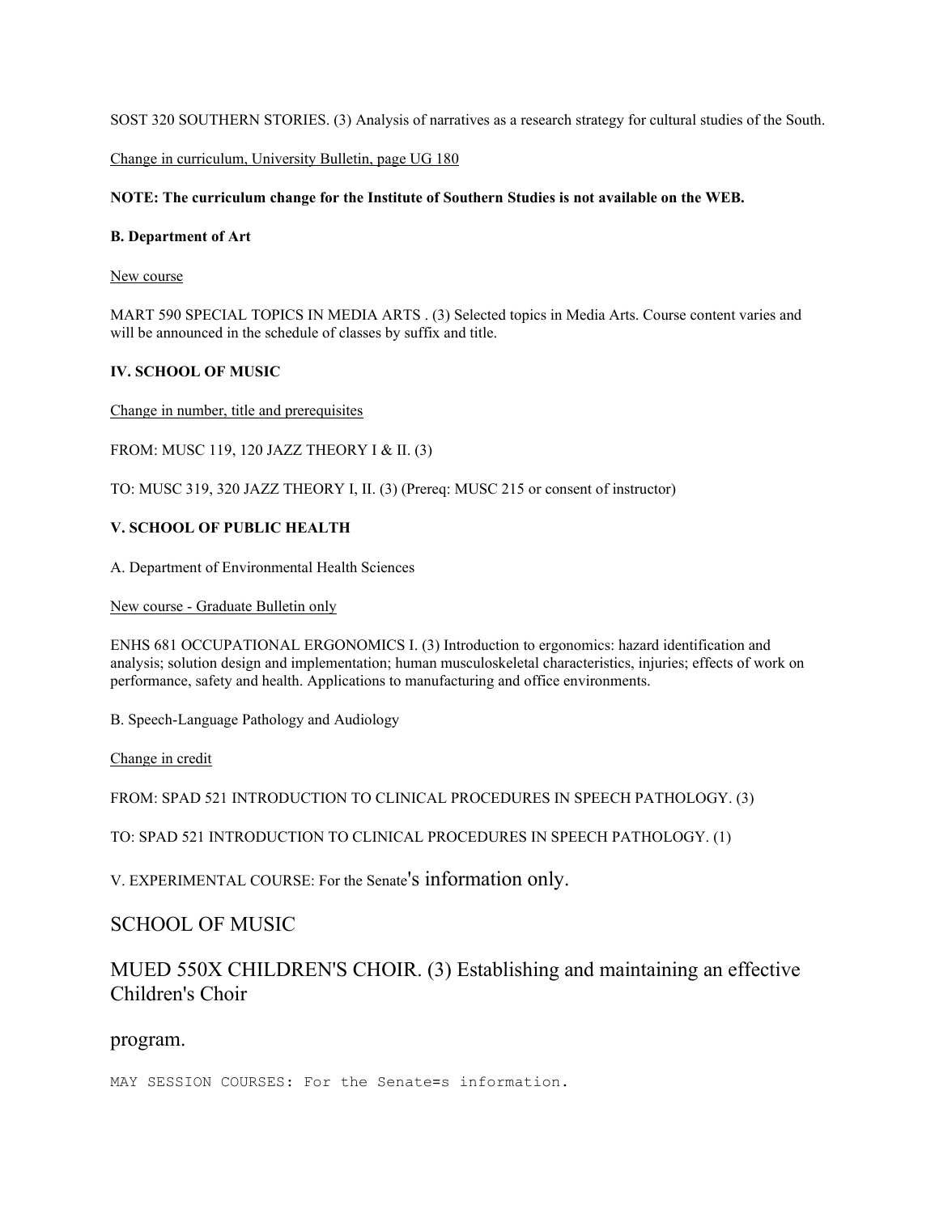SOST 320 SOUTHERN STORIES. (3) Analysis of narratives as a research strategy for cultural studies of the South.

Change in curriculum, University Bulletin, page UG 180

**NOTE: The curriculum change for the Institute of Southern Studies is not available on the WEB.**

**B. Department of Art**

New course

MART 590 SPECIAL TOPICS IN MEDIA ARTS . (3) Selected topics in Media Arts. Course content varies and will be announced in the schedule of classes by suffix and title.

**IV. SCHOOL OF MUSIC**

Change in number, title and prerequisites

FROM: MUSC 119, 120 JAZZ THEORY I & II. (3)

TO: MUSC 319, 320 JAZZ THEORY I, II. (3) (Prereq: MUSC 215 or consent of instructor)

**V. SCHOOL OF PUBLIC HEALTH**

A. Department of Environmental Health Sciences

New course - Graduate Bulletin only

ENHS 681 OCCUPATIONAL ERGONOMICS I. (3) Introduction to ergonomics: hazard identification and analysis; solution design and implementation; human musculoskeletal characteristics, injuries; effects of work on performance, safety and health. Applications to manufacturing and office environments.

B. Speech-Language Pathology and Audiology

Change in credit

FROM: SPAD 521 INTRODUCTION TO CLINICAL PROCEDURES IN SPEECH PATHOLOGY. (3)

TO: SPAD 521 INTRODUCTION TO CLINICAL PROCEDURES IN SPEECH PATHOLOGY. (1)

V. EXPERIMENTAL COURSE: For the Senate's information only.

SCHOOL OF MUSIC

MUED 550X CHILDREN'S CHOIR. (3) Establishing and maintaining an effective Children's Choir

program.

MAY SESSION COURSES: For the Senate=s information.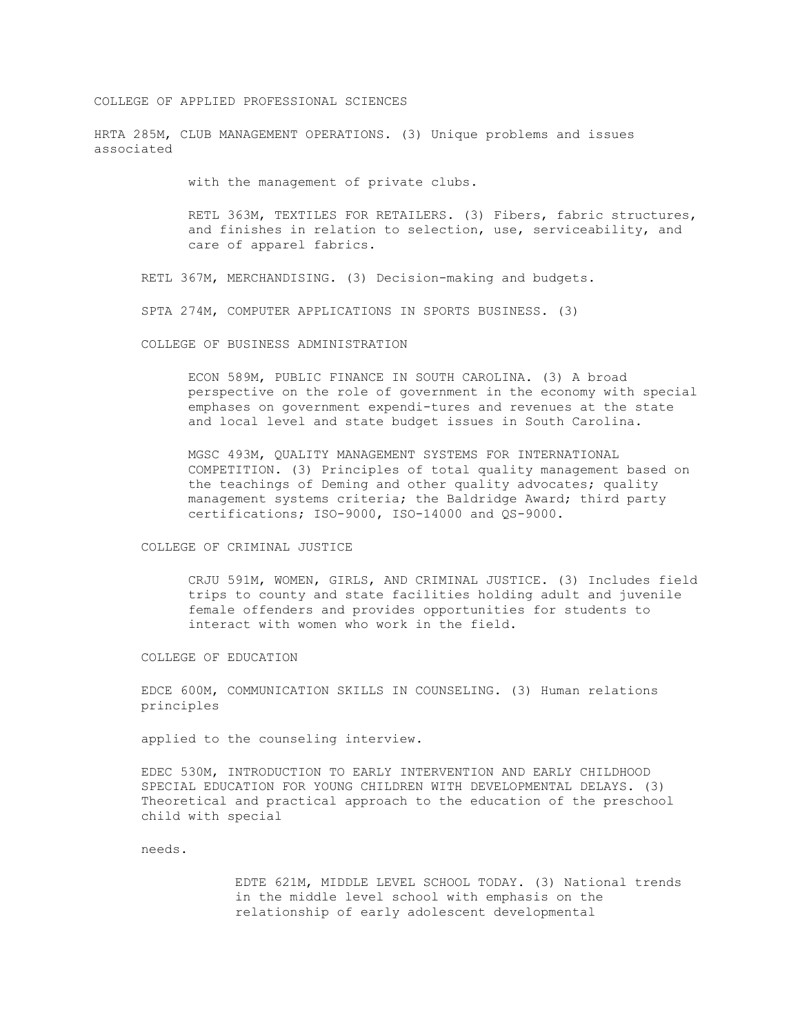## COLLEGE OF APPLIED PROFESSIONAL SCIENCES

HRTA 285M, CLUB MANAGEMENT OPERATIONS. (3) Unique problems and issues associated with the management of private clubs.

RETL 363M, TEXTILES FOR RETAILERS. (3) Fibers, fabric structures, and finishes in relation to selection, use, serviceability, and care of apparel fabrics.

RETL 367M, MERCHANDISING. (3) Decision-making and budgets.

SPTA 274M, COMPUTER APPLICATIONS IN SPORTS BUSINESS. (3)

## COLLEGE OF BUSINESS ADMINISTRATION

ECON 589M, PUBLIC FINANCE IN SOUTH CAROLINA. (3) A broad perspective on the role of government in the economy with special emphases on government expendi-tures and revenues at the state and local level and state budget issues in South Carolina.

MGSC 493M, QUALITY MANAGEMENT SYSTEMS FOR INTERNATIONAL COMPETITION. (3) Principles of total quality management based on the teachings of Deming and other quality advocates; quality management systems criteria; the Baldridge Award; third party certifications; ISO-9000, ISO-14000 and QS-9000.

## COLLEGE OF CRIMINAL JUSTICE

CRJU 591M, WOMEN, GIRLS, AND CRIMINAL JUSTICE. (3) Includes field trips to county and state facilities holding adult and juvenile female offenders and provides opportunities for students to interact with women who work in the field.

## COLLEGE OF EDUCATION

EDCE 600M, COMMUNICATION SKILLS IN COUNSELING. (3) Human relations principles applied to the counseling interview.

EDEC 530M, INTRODUCTION TO EARLY INTERVENTION AND EARLY CHILDHOOD SPECIAL EDUCATION FOR YOUNG CHILDREN WITH DEVELOPMENTAL DELAYS. (3) Theoretical and practical approach to the education of the preschool child with special needs.

EDTE 621M, MIDDLE LEVEL SCHOOL TODAY. (3) National trends in the middle level school with emphasis on the relationship of early adolescent developmental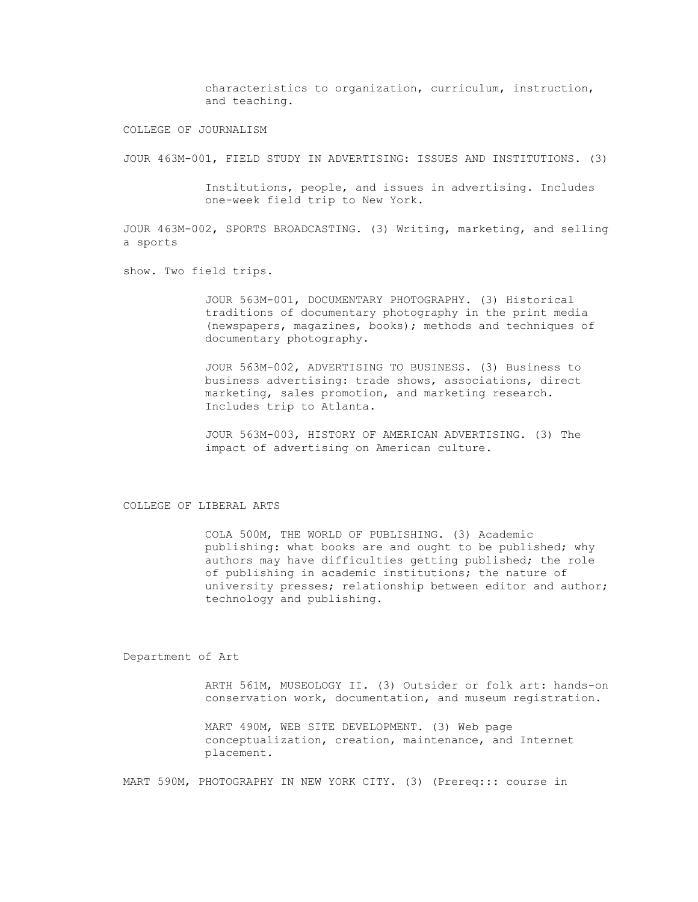characteristics to organization, curriculum, instruction, and teaching.

## COLLEGE OF JOURNALISM

JOUR 463M-001, FIELD STUDY IN ADVERTISING: ISSUES AND INSTITUTIONS. (3)

Institutions, people, and issues in advertising. Includes one-week field trip to New York.

JOUR 463M-002, SPORTS BROADCASTING. (3) Writing, marketing, and selling a sports show. Two field trips.

JOUR 563M-001, DOCUMENTARY PHOTOGRAPHY. (3) Historical traditions of documentary photography in the print media (newspapers, magazines, books); methods and techniques of documentary photography.

JOUR 563M-002, ADVERTISING TO BUSINESS. (3) Business to business advertising: trade shows, associations, direct marketing, sales promotion, and marketing research. Includes trip to Atlanta.

JOUR 563M-003, HISTORY OF AMERICAN ADVERTISING. (3) The impact of advertising on American culture.

## COLLEGE OF LIBERAL ARTS

COLA 500M, THE WORLD OF PUBLISHING. (3) Academic publishing: what books are and ought to be published; why authors may have difficulties getting published; the role of publishing in academic institutions; the nature of university presses; relationship between editor and author; technology and publishing.

### Department of Art

ARTH 561M, MUSEOLOGY II. (3) Outsider or folk art: hands-on conservation work, documentation, and museum registration.

MART 490M, WEB SITE DEVELOPMENT. (3) Web page conceptualization, creation, maintenance, and Internet placement.

MART 590M, PHOTOGRAPHY IN NEW YORK CITY. (3) (Prereq::: course in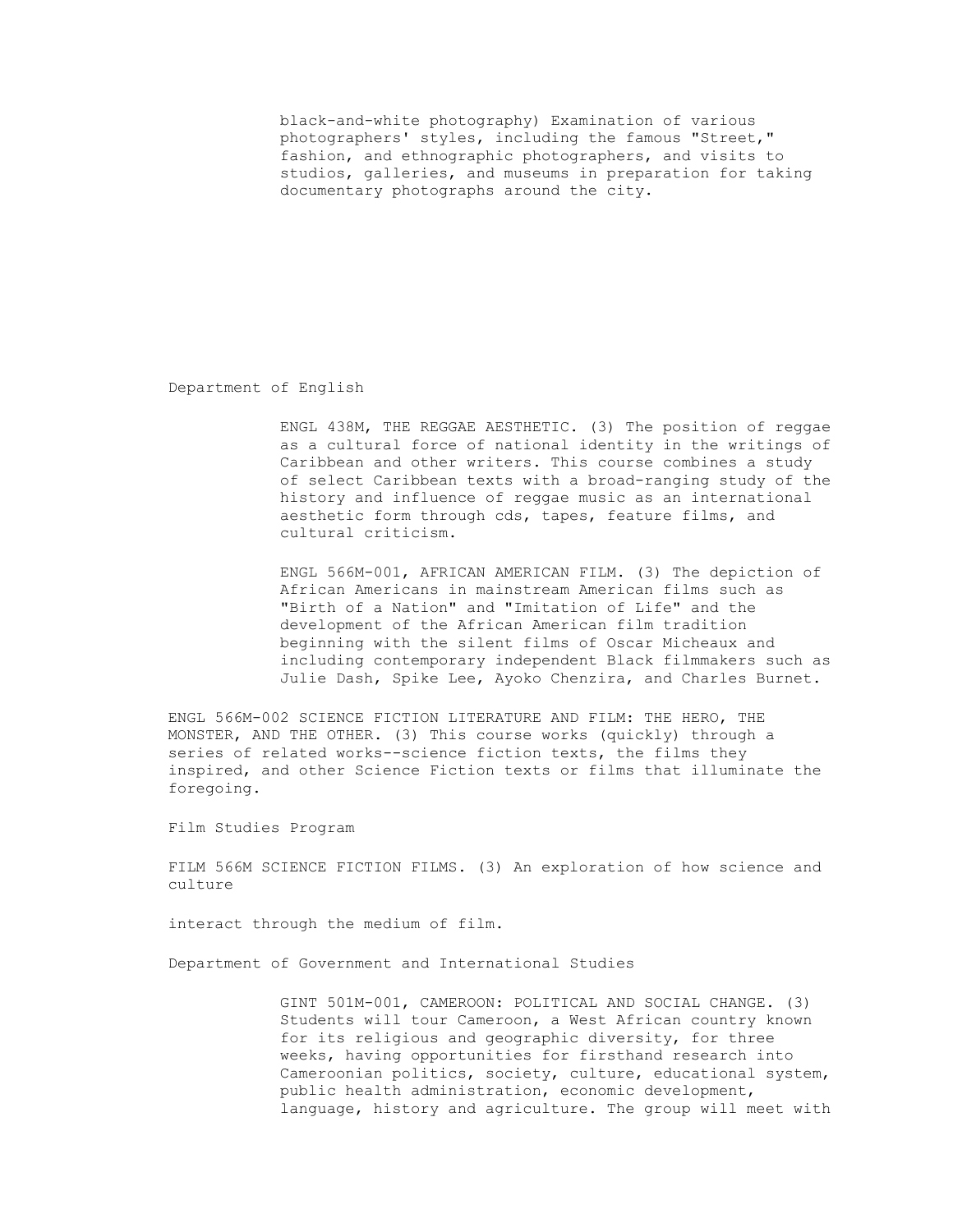black-and-white photography) Examination of various photographers' styles, including the famous "Street," fashion, and ethnographic photographers, and visits to studios, galleries, and museums in preparation for taking documentary photographs around the city.

## Department of English

ENGL 438M, THE REGGAE AESTHETIC. (3) The position of reggae as a cultural force of national identity in the writings of Caribbean and other writers. This course combines a study of select Caribbean texts with a broad-ranging study of the history and influence of reggae music as an international aesthetic form through cds, tapes, feature films, and cultural criticism.

ENGL 566M-001, AFRICAN AMERICAN FILM. (3) The depiction of African Americans in mainstream American films such as "Birth of a Nation" and "Imitation of Life" and the development of the African American film tradition beginning with the silent films of Oscar Micheaux and including contemporary independent Black filmmakers such as Julie Dash, Spike Lee, Ayoko Chenzira, and Charles Burnet.

ENGL 566M-002 SCIENCE FICTION LITERATURE AND FILM: THE HERO, THE MONSTER, AND THE OTHER. (3) This course works (quickly) through a series of related works--science fiction texts, the films they inspired, and other Science Fiction texts or films that illuminate the foregoing.

## Film Studies Program

FILM 566M SCIENCE FICTION FILMS. (3) An exploration of how science and culture

interact through the medium of film.

## Department of Government and International Studies

GINT 501M-001, CAMEROON: POLITICAL AND SOCIAL CHANGE. (3) Students will tour Cameroon, a West African country known for its religious and geographic diversity, for three weeks, having opportunities for firsthand research into Cameroonian politics, society, culture, educational system, public health administration, economic development, language, history and agriculture. The group will meet with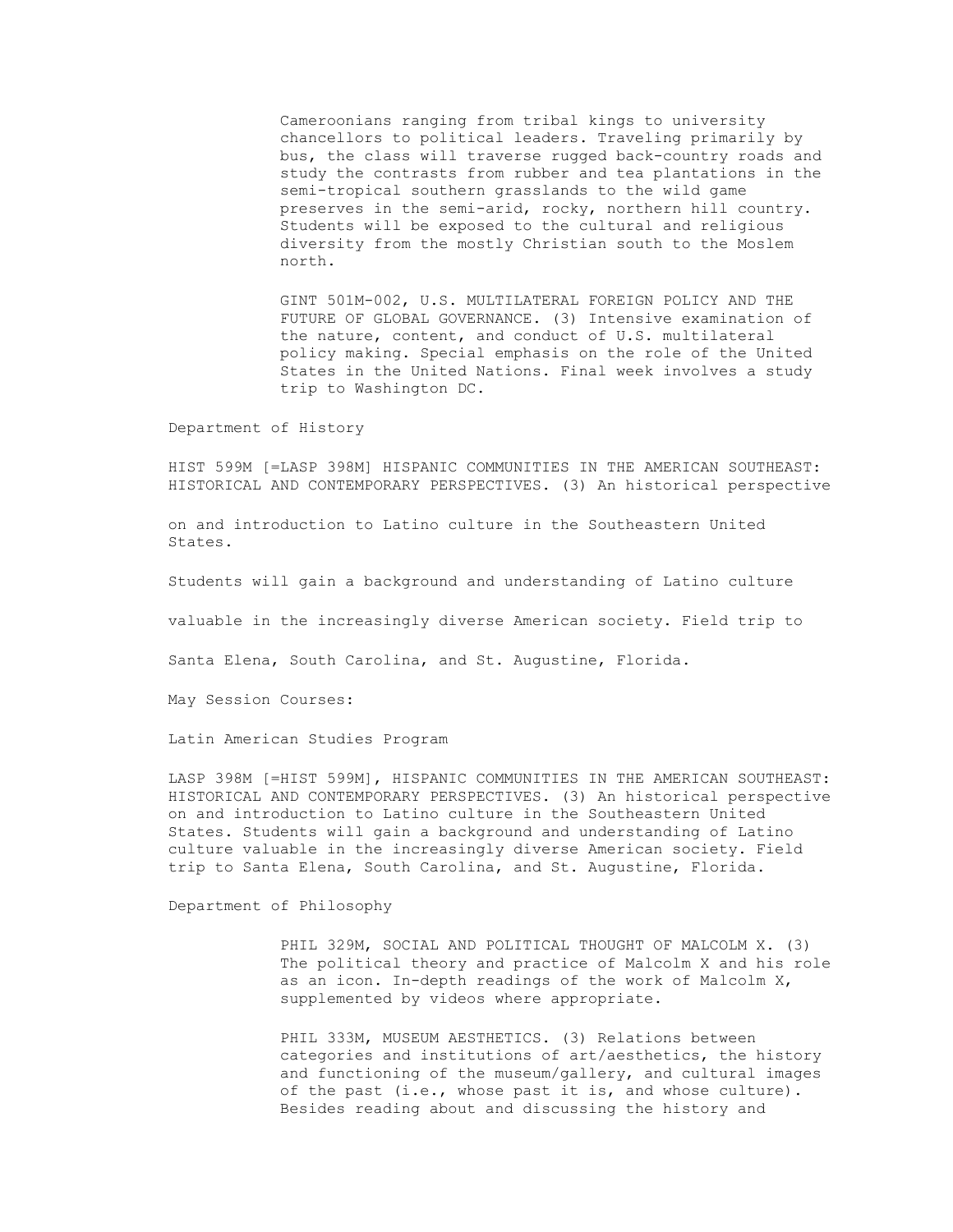Cameroonians ranging from tribal kings to university chancellors to political leaders. Traveling primarily by bus, the class will traverse rugged back-country roads and study the contrasts from rubber and tea plantations in the semi-tropical southern grasslands to the wild game preserves in the semi-arid, rocky, northern hill country. Students will be exposed to the cultural and religious diversity from the mostly Christian south to the Moslem north.

GINT 501M-002, U.S. MULTILATERAL FOREIGN POLICY AND THE FUTURE OF GLOBAL GOVERNANCE. (3) Intensive examination of the nature, content, and conduct of U.S. multilateral policy making. Special emphasis on the role of the United States in the United Nations. Final week involves a study trip to Washington DC.

Department of History

HIST 599M [=LASP 398M] HISPANIC COMMUNITIES IN THE AMERICAN SOUTHEAST: HISTORICAL AND CONTEMPORARY PERSPECTIVES. (3) An historical perspective on and introduction to Latino culture in the Southeastern United States.

Students will gain a background and understanding of Latino culture valuable in the increasingly diverse American society. Field trip to Santa Elena, South Carolina, and St. Augustine, Florida.

May Session Courses:

Latin American Studies Program

LASP 398M [=HIST 599M], HISPANIC COMMUNITIES IN THE AMERICAN SOUTHEAST: HISTORICAL AND CONTEMPORARY PERSPECTIVES. (3) An historical perspective on and introduction to Latino culture in the Southeastern United States. Students will gain a background and understanding of Latino culture valuable in the increasingly diverse American society. Field trip to Santa Elena, South Carolina, and St. Augustine, Florida.

Department of Philosophy

PHIL 329M, SOCIAL AND POLITICAL THOUGHT OF MALCOLM X. (3) The political theory and practice of Malcolm X and his role as an icon. In-depth readings of the work of Malcolm X, supplemented by videos where appropriate.

PHIL 333M, MUSEUM AESTHETICS. (3) Relations between categories and institutions of art/aesthetics, the history and functioning of the museum/gallery, and cultural images of the past (i.e., whose past it is, and whose culture). Besides reading about and discussing the history and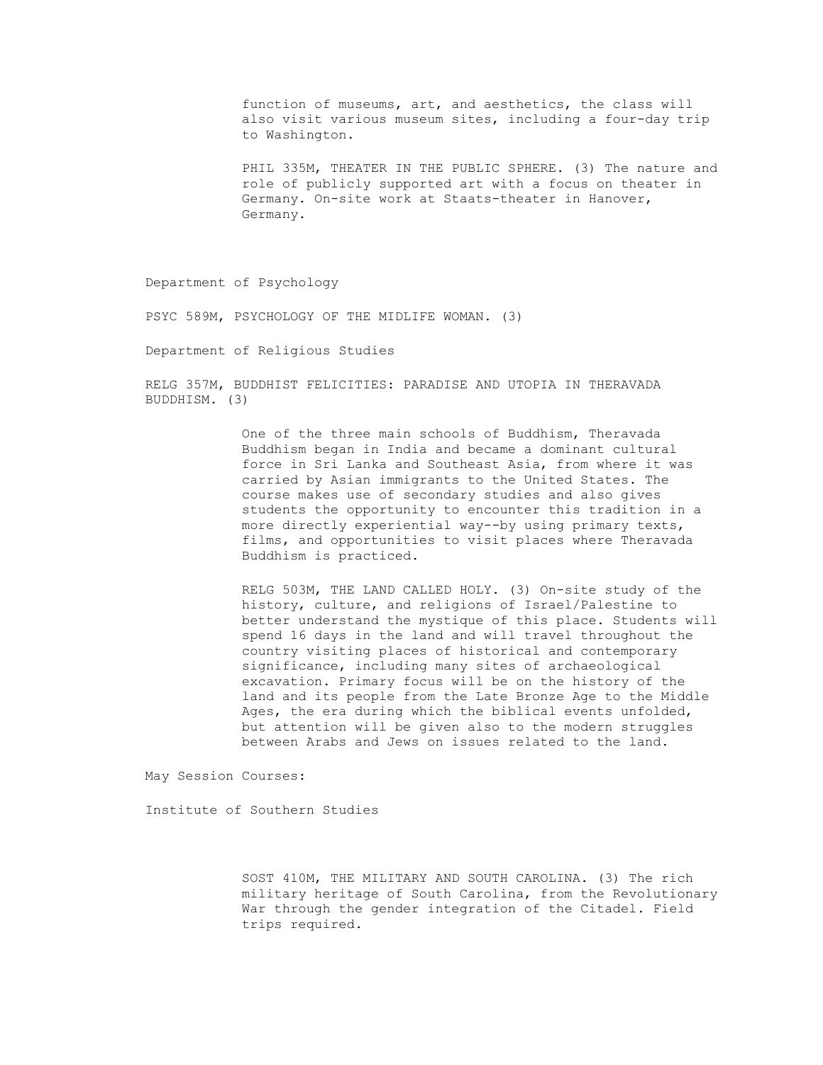function of museums, art, and aesthetics, the class will also visit various museum sites, including a four-day trip to Washington.

PHIL 335M, THEATER IN THE PUBLIC SPHERE. (3) The nature and role of publicly supported art with a focus on theater in Germany. On-site work at Staats-theater in Hanover, Germany.

Department of Psychology

PSYC 589M, PSYCHOLOGY OF THE MIDLIFE WOMAN. (3)

Department of Religious Studies

RELG 357M, BUDDHIST FELICITIES: PARADISE AND UTOPIA IN THERAVADA BUDDHISM. (3)

One of the three main schools of Buddhism, Theravada Buddhism began in India and became a dominant cultural force in Sri Lanka and Southeast Asia, from where it was carried by Asian immigrants to the United States. The course makes use of secondary studies and also gives students the opportunity to encounter this tradition in a more directly experiential way--by using primary texts, films, and opportunities to visit places where Theravada Buddhism is practiced.

RELG 503M, THE LAND CALLED HOLY. (3) On-site study of the history, culture, and religions of Israel/Palestine to better understand the mystique of this place. Students will spend 16 days in the land and will travel throughout the country visiting places of historical and contemporary significance, including many sites of archaeological excavation. Primary focus will be on the history of the land and its people from the Late Bronze Age to the Middle Ages, the era during which the biblical events unfolded, but attention will be given also to the modern struggles between Arabs and Jews on issues related to the land.

May Session Courses:

Institute of Southern Studies

SOST 410M, THE MILITARY AND SOUTH CAROLINA. (3) The rich military heritage of South Carolina, from the Revolutionary War through the gender integration of the Citadel. Field trips required.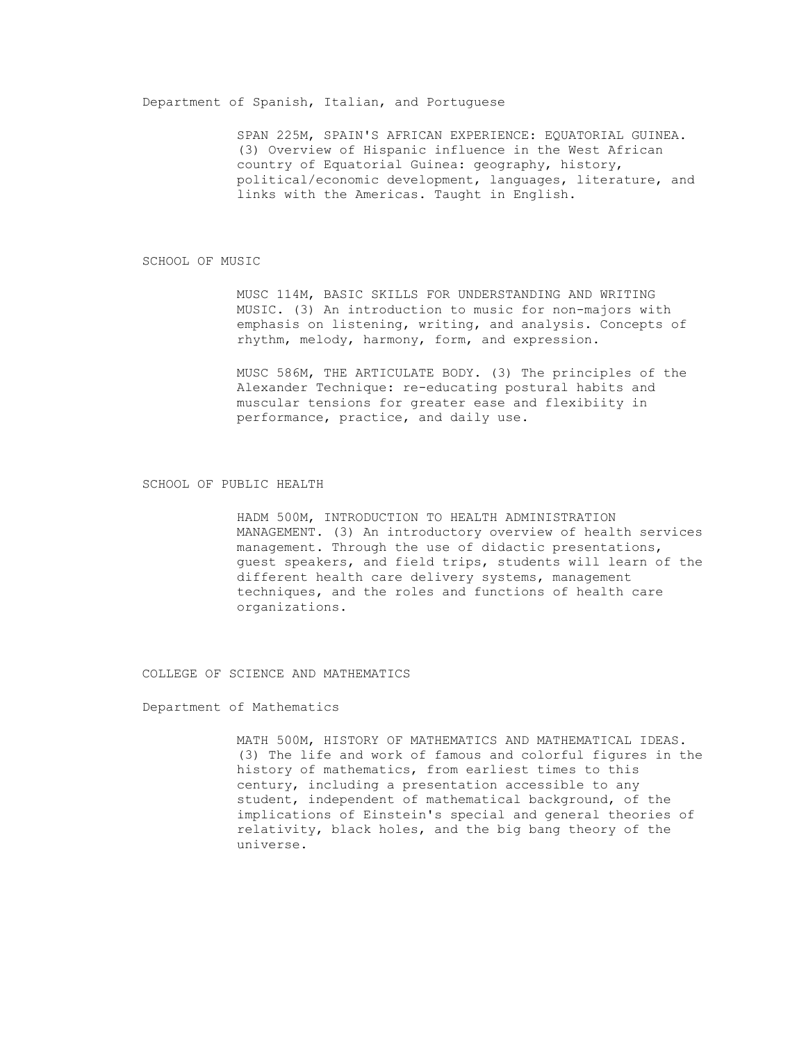### Department of Spanish, Italian, and Portuguese

SPAN 225M, SPAIN'S AFRICAN EXPERIENCE: EQUATORIAL GUINEA. (3) Overview of Hispanic influence in the West African country of Equatorial Guinea: geography, history, political/economic development, languages, literature, and links with the Americas. Taught in English.

## SCHOOL OF MUSIC

MUSC 114M, BASIC SKILLS FOR UNDERSTANDING AND WRITING MUSIC. (3) An introduction to music for non-majors with emphasis on listening, writing, and analysis. Concepts of rhythm, melody, harmony, form, and expression.

MUSC 586M, THE ARTICULATE BODY. (3) The principles of the Alexander Technique: re-educating postural habits and muscular tensions for greater ease and flexibiity in performance, practice, and daily use.

## SCHOOL OF PUBLIC HEALTH

HADM 500M, INTRODUCTION TO HEALTH ADMINISTRATION MANAGEMENT. (3) An introductory overview of health services management. Through the use of didactic presentations, guest speakers, and field trips, students will learn of the different health care delivery systems, management techniques, and the roles and functions of health care organizations.

## COLLEGE OF SCIENCE AND MATHEMATICS

### Department of Mathematics

MATH 500M, HISTORY OF MATHEMATICS AND MATHEMATICAL IDEAS. (3) The life and work of famous and colorful figures in the history of mathematics, from earliest times to this century, including a presentation accessible to any student, independent of mathematical background, of the implications of Einstein's special and general theories of relativity, black holes, and the big bang theory of the universe.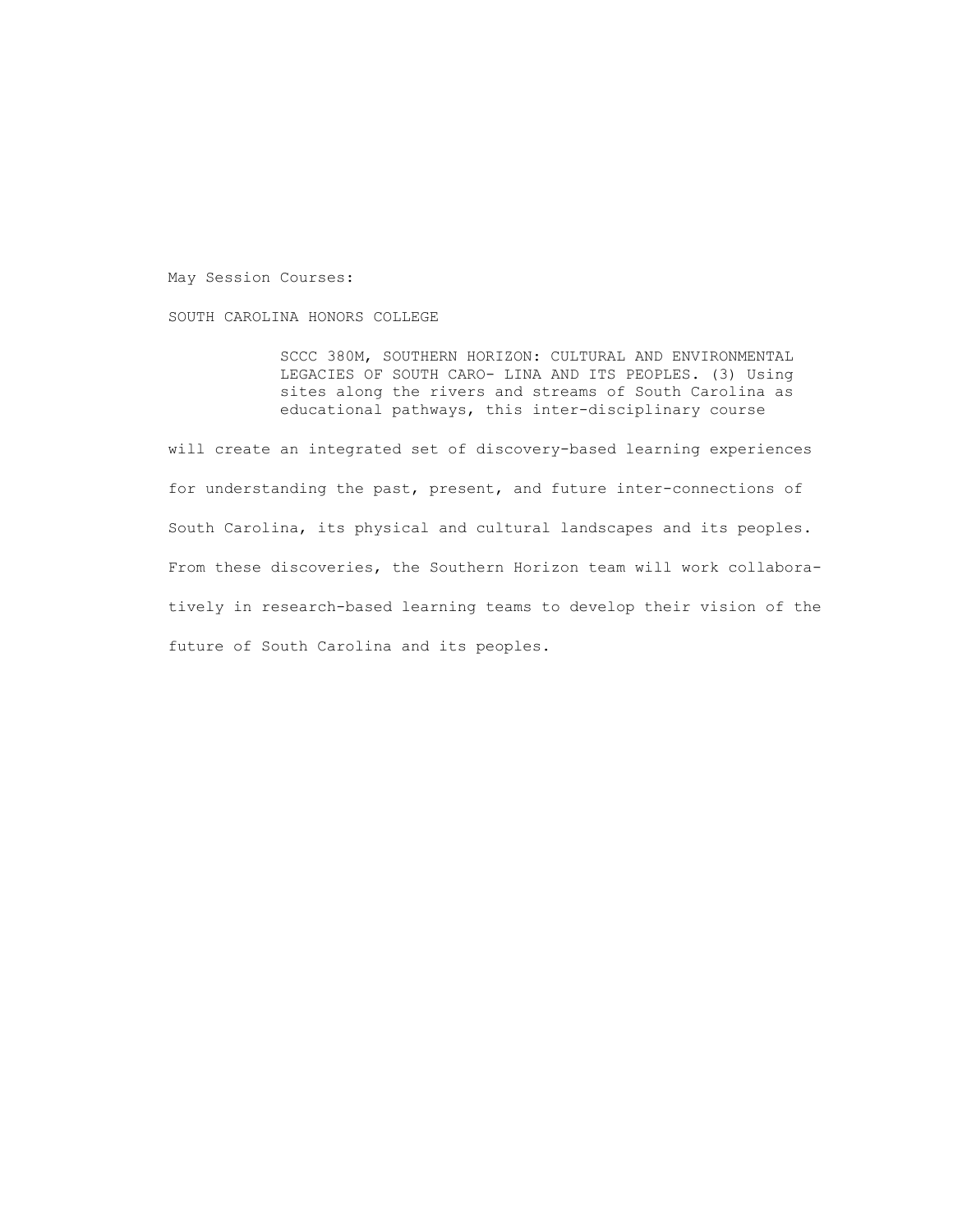May Session Courses:

SOUTH CAROLINA HONORS COLLEGE

SCCC 380M, SOUTHERN HORIZON: CULTURAL AND ENVIRONMENTAL LEGACIES OF SOUTH CARO- LINA AND ITS PEOPLES. (3) Using sites along the rivers and streams of South Carolina as educational pathways, this inter-disciplinary course will create an integrated set of discovery-based learning experiences for understanding the past, present, and future inter-connections of South Carolina, its physical and cultural landscapes and its peoples. From these discoveries, the Southern Horizon team will work collaboratively in research-based learning teams to develop their vision of the future of South Carolina and its peoples.